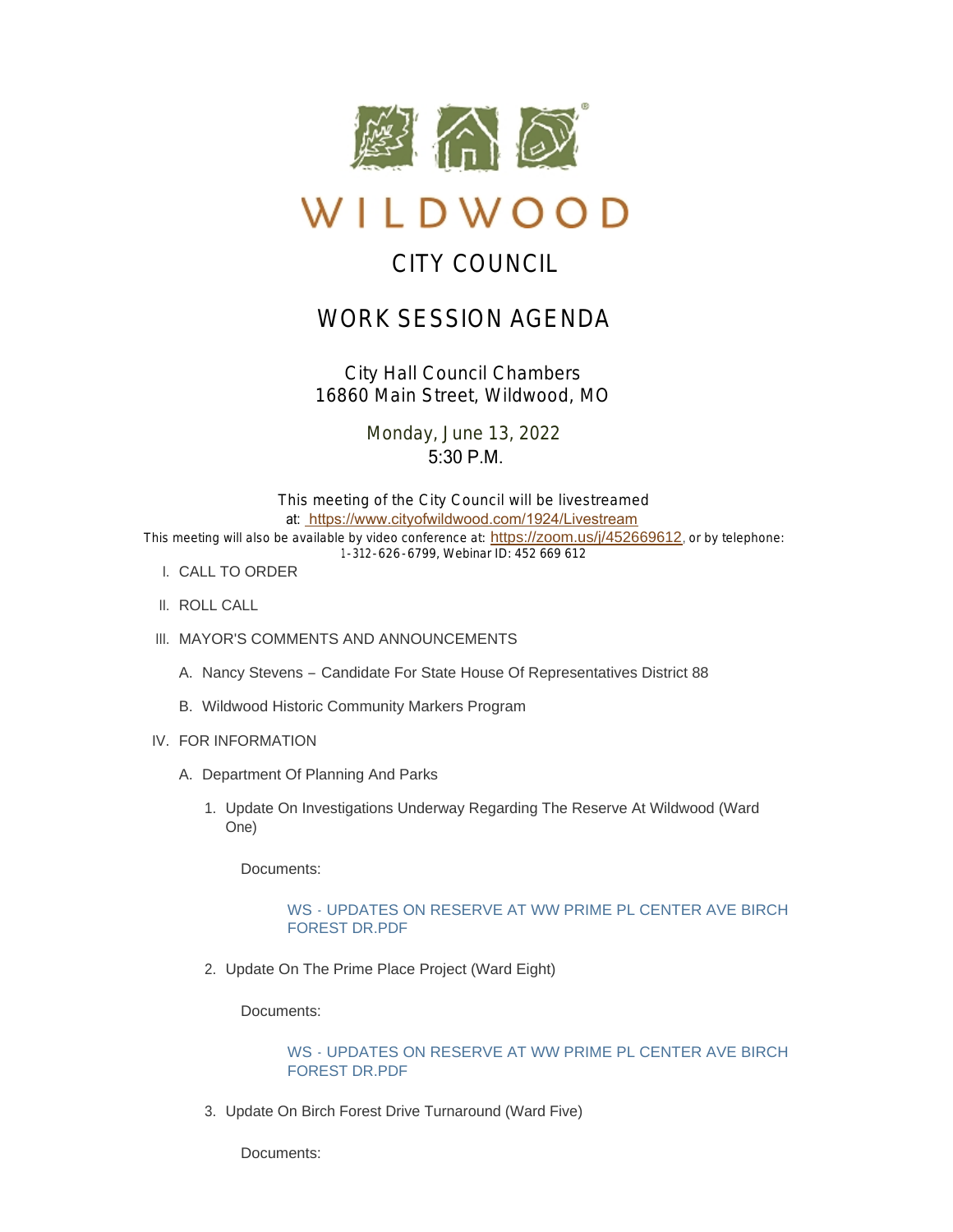# WILDWOOD

## CITY COUNCIL

## WORK SESSION AGENDA

City Hall Council Chambers
16860 Main Street, Wildwood, MO

Monday, June 13, 2022
5:30 P.M.

This meeting of the City Council will be livestreamed
at: https://www.cityofwildwood.com/1924/Livestream
This meeting will also be available by video conference at: https://zoom.us/j/452669612, or by telephone: 1-312-626-6799, Webinar ID: 452 669 612

I. CALL TO ORDER

II. ROLL CALL

III. MAYOR'S COMMENTS AND ANNOUNCEMENTS

A. Nancy Stevens – Candidate For State House Of Representatives District 88

B. Wildwood Historic Community Markers Program

IV. FOR INFORMATION

A. Department Of Planning And Parks

1. Update On Investigations Underway Regarding The Reserve At Wildwood (Ward One)

Documents:

WS - UPDATES ON RESERVE AT WW PRIME PL CENTER AVE BIRCH FOREST DR.PDF

2. Update On The Prime Place Project (Ward Eight)

Documents:

WS - UPDATES ON RESERVE AT WW PRIME PL CENTER AVE BIRCH FOREST DR.PDF

3. Update On Birch Forest Drive Turnaround (Ward Five)

Documents: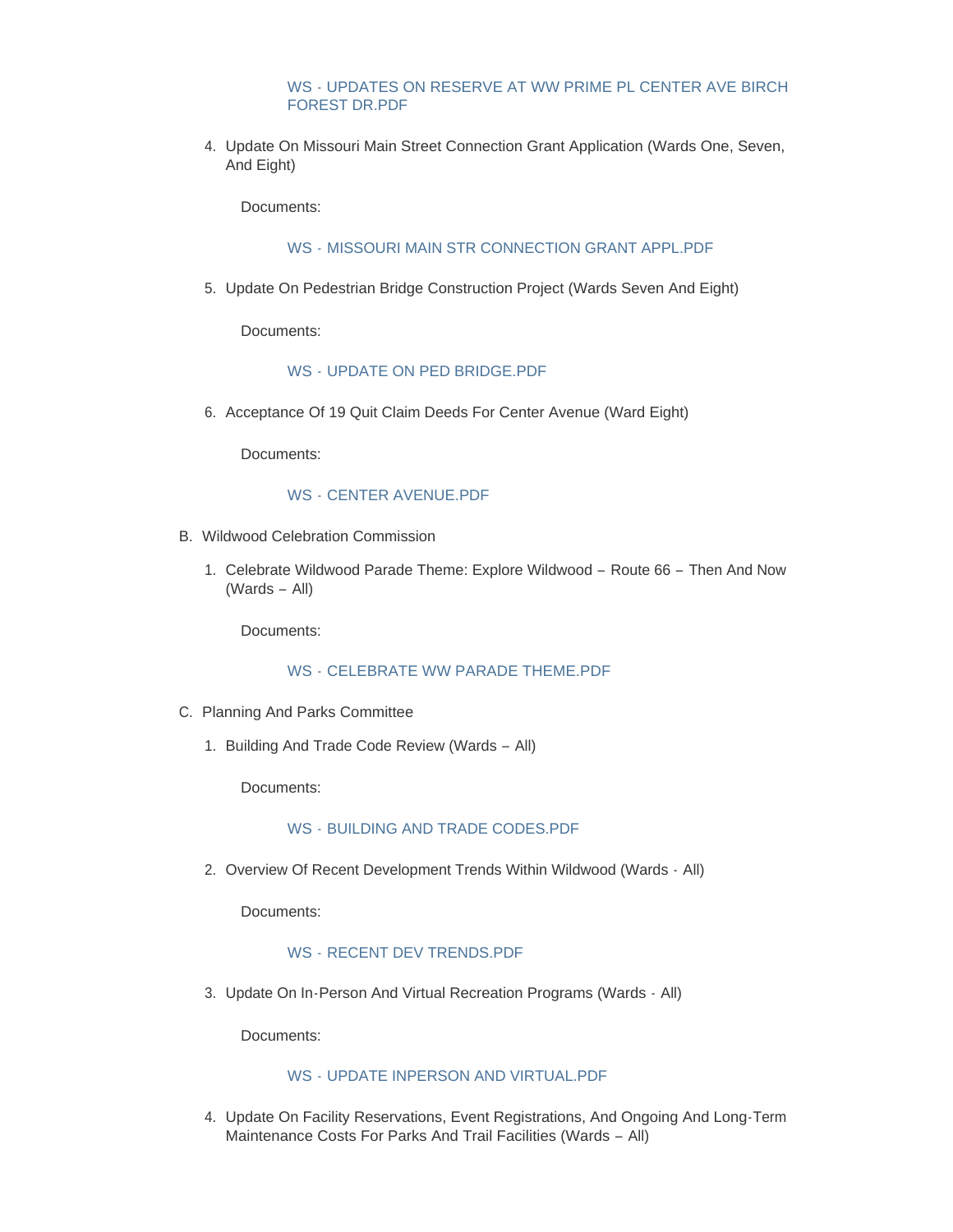WS - UPDATES ON RESERVE AT WW PRIME PL CENTER AVE BIRCH FOREST DR.PDF

4. Update On Missouri Main Street Connection Grant Application (Wards One, Seven, And Eight)

   Documents:

   WS - MISSOURI MAIN STR CONNECTION GRANT APPL.PDF

5. Update On Pedestrian Bridge Construction Project (Wards Seven And Eight)

   Documents:

   WS - UPDATE ON PED BRIDGE.PDF

6. Acceptance Of 19 Quit Claim Deeds For Center Avenue (Ward Eight)

   Documents:

   WS - CENTER AVENUE.PDF

B. Wildwood Celebration Commission

1. Celebrate Wildwood Parade Theme: Explore Wildwood – Route 66 – Then And Now (Wards – All)

   Documents:

   WS - CELEBRATE WW PARADE THEME.PDF

C. Planning And Parks Committee

1. Building And Trade Code Review (Wards – All)

   Documents:

   WS - BUILDING AND TRADE CODES.PDF

2. Overview Of Recent Development Trends Within Wildwood (Wards - All)

   Documents:

   WS - RECENT DEV TRENDS.PDF

3. Update On In-Person And Virtual Recreation Programs (Wards - All)

   Documents:

   WS - UPDATE INPERSON AND VIRTUAL.PDF

4. Update On Facility Reservations, Event Registrations, And Ongoing And Long-Term Maintenance Costs For Parks And Trail Facilities (Wards – All)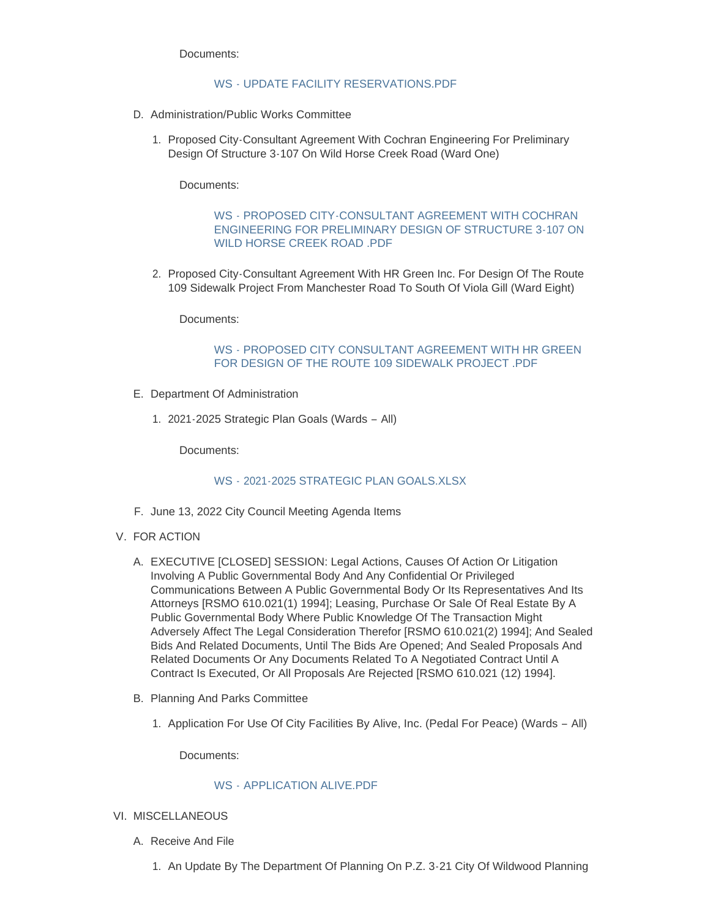Documents:

WS - UPDATE FACILITY RESERVATIONS.PDF

D. Administration/Public Works Committee

1. Proposed City-Consultant Agreement With Cochran Engineering For Preliminary Design Of Structure 3-107 On Wild Horse Creek Road (Ward One)

   Documents:

   WS - PROPOSED CITY-CONSULTANT AGREEMENT WITH COCHRAN ENGINEERING FOR PRELIMINARY DESIGN OF STRUCTURE 3-107 ON WILD HORSE CREEK ROAD .PDF

2. Proposed City-Consultant Agreement With HR Green Inc. For Design Of The Route 109 Sidewalk Project From Manchester Road To South Of Viola Gill (Ward Eight)

   Documents:

   WS - PROPOSED CITY CONSULTANT AGREEMENT WITH HR GREEN FOR DESIGN OF THE ROUTE 109 SIDEWALK PROJECT .PDF

E. Department Of Administration

1. 2021-2025 Strategic Plan Goals (Wards – All)

   Documents:

   WS - 2021-2025 STRATEGIC PLAN GOALS.XLSX

F. June 13, 2022 City Council Meeting Agenda Items

V. FOR ACTION

A. EXECUTIVE [CLOSED] SESSION: Legal Actions, Causes Of Action Or Litigation Involving A Public Governmental Body And Any Confidential Or Privileged Communications Between A Public Governmental Body Or Its Representatives And Its Attorneys [RSMO 610.021(1) 1994]; Leasing, Purchase Or Sale Of Real Estate By A Public Governmental Body Where Public Knowledge Of The Transaction Might Adversely Affect The Legal Consideration Therefor [RSMO 610.021(2) 1994]; And Sealed Bids And Related Documents, Until The Bids Are Opened; And Sealed Proposals And Related Documents Or Any Documents Related To A Negotiated Contract Until A Contract Is Executed, Or All Proposals Are Rejected [RSMO 610.021 (12) 1994].

B. Planning And Parks Committee

1. Application For Use Of City Facilities By Alive, Inc. (Pedal For Peace) (Wards – All)

   Documents:

   WS - APPLICATION ALIVE.PDF

VI. MISCELLANEOUS

A. Receive And File

1. An Update By The Department Of Planning On P.Z. 3-21 City Of Wildwood Planning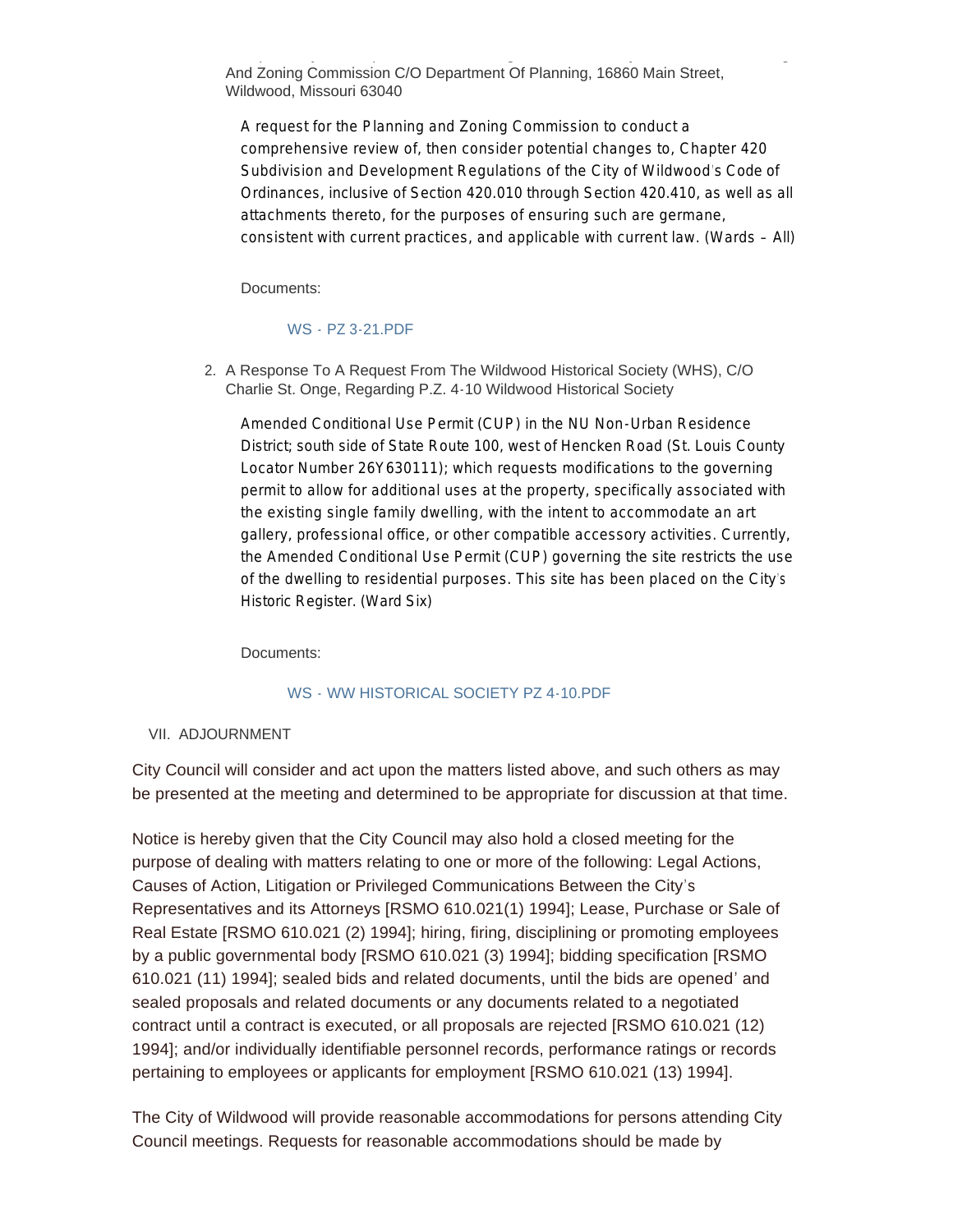And Zoning Commission C/O Department Of Planning, 16860 Main Street, Wildwood, Missouri 63040

A request for the Planning and Zoning Commission to conduct a comprehensive review of, then consider potential changes to, Chapter 420 Subdivision and Development Regulations of the City of Wildwood's Code of Ordinances, inclusive of Section 420.010 through Section 420.410, as well as all attachments thereto, for the purposes of ensuring such are germane, consistent with current practices, and applicable with current law. (Wards – All)

Documents:

WS - PZ 3-21.PDF

2. A Response To A Request From The Wildwood Historical Society (WHS), C/O Charlie St. Onge, Regarding P.Z. 4-10 Wildwood Historical Society

   Amended Conditional Use Permit (CUP) in the NU Non-Urban Residence District; south side of State Route 100, west of Hencken Road (St. Louis County Locator Number 26Y630111); which requests modifications to the governing permit to allow for additional uses at the property, specifically associated with the existing single family dwelling, with the intent to accommodate an art gallery, professional office, or other compatible accessory activities. Currently, the Amended Conditional Use Permit (CUP) governing the site restricts the use of the dwelling to residential purposes. This site has been placed on the City's Historic Register. (Ward Six)

   Documents:

   WS - WW HISTORICAL SOCIETY PZ 4-10.PDF

VII. ADJOURNMENT

City Council will consider and act upon the matters listed above, and such others as may be presented at the meeting and determined to be appropriate for discussion at that time.

Notice is hereby given that the City Council may also hold a closed meeting for the purpose of dealing with matters relating to one or more of the following: Legal Actions, Causes of Action, Litigation or Privileged Communications Between the City's Representatives and its Attorneys [RSMO 610.021(1) 1994]; Lease, Purchase or Sale of Real Estate [RSMO 610.021 (2) 1994]; hiring, firing, disciplining or promoting employees by a public governmental body [RSMO 610.021 (3) 1994]; bidding specification [RSMO 610.021 (11) 1994]; sealed bids and related documents, until the bids are opened' and sealed proposals and related documents or any documents related to a negotiated contract until a contract is executed, or all proposals are rejected [RSMO 610.021 (12) 1994]; and/or individually identifiable personnel records, performance ratings or records pertaining to employees or applicants for employment [RSMO 610.021 (13) 1994].

The City of Wildwood will provide reasonable accommodations for persons attending City Council meetings. Requests for reasonable accommodations should be made by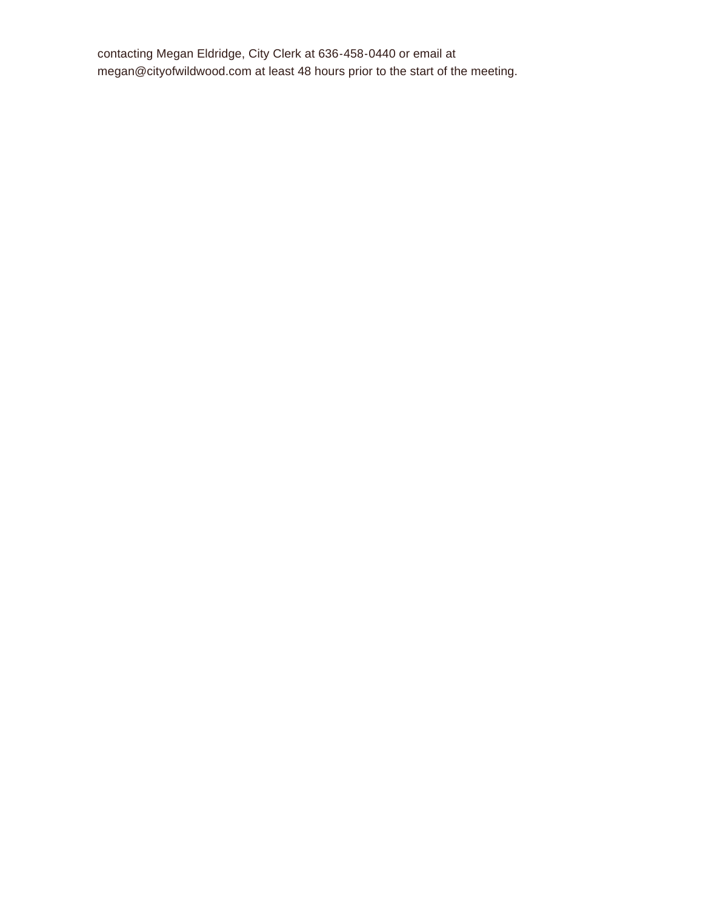contacting Megan Eldridge, City Clerk at 636-458-0440 or email at megan@cityofwildwood.com at least 48 hours prior to the start of the meeting.